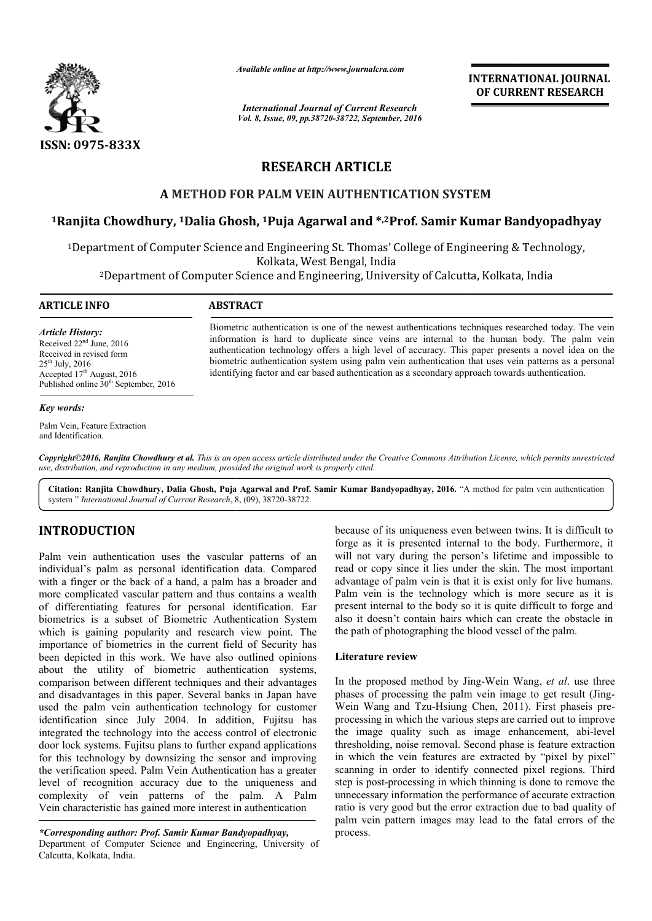**RESEARCH ARTICLE**

# A METHOD FOR PALM VEIN AUTHENTICATION SYSTEM

**[1]Ranjita Chowdhury, [1]Dalia Ghosh, [1]Puja Agarwal and *,[2]Prof. Samir Kumar Bandyopadhyay**

[1]Department of Computer Science and Engineering St. Thomas' College of Engineering & Technology, Kolkata, West Bengal, India

[2]Department of Computer Science and Engineering, University of Calcutta, Kolkata, India

**ARTICLE INFO**

*Article History:*
Received 22nd June, 2016
Received in revised form 25th July, 2016
Accepted 17th August, 2016
Published online 30th September, 2016

*Key words:*
Palm Vein, Feature Extraction and Identification.

**ABSTRACT**

Biometric authentication is one of the newest authentications techniques researched today. The vein information is hard to duplicate since veins are internal to the human body. The palm vein authentication technology offers a high level of accuracy. This paper presents a novel idea on the biometric authentication system using palm vein authentication that uses vein patterns as a personal identifying factor and ear based authentication as a secondary approach towards authentication.

*Copyright©2016, Ranjita Chowdhury et al. This is an open access article distributed under the Creative Commons Attribution License, which permits unrestricted use, distribution, and reproduction in any medium, provided the original work is properly cited.*

**Citation: Ranjita Chowdhury, Dalia Ghosh, Puja Agarwal and Prof. Samir Kumar Bandyopadhyay, 2016.** "A method for palm vein authentication system " *International Journal of Current Research*, 8, (09), 38720-38722.

## INTRODUCTION

Palm vein authentication uses the vascular patterns of an individual's palm as personal identification data. Compared with a finger or the back of a hand, a palm has a broader and more complicated vascular pattern and thus contains a wealth of differentiating features for personal identification. Ear biometrics is a subset of Biometric Authentication System which is gaining popularity and research view point. The importance of biometrics in the current field of Security has been depicted in this work. We have also outlined opinions about the utility of biometric authentication systems, comparison between different techniques and their advantages and disadvantages in this paper. Several banks in Japan have used the palm vein authentication technology for customer identification since July 2004. In addition, Fujitsu has integrated the technology into the access control of electronic door lock systems. Fujitsu plans to further expand applications for this technology by downsizing the sensor and improving the verification speed. Palm Vein Authentication has a greater level of recognition accuracy due to the uniqueness and complexity of vein patterns of the palm. A Palm Vein characteristic has gained more interest in authentication because of its uniqueness even between twins. It is difficult to forge as it is presented internal to the body. Furthermore, it will not vary during the person's lifetime and impossible to read or copy since it lies under the skin. The most important advantage of palm vein is that it is exist only for live humans. Palm vein is the technology which is more secure as it is present internal to the body so it is quite difficult to forge and also it doesn't contain hairs which can create the obstacle in the path of photographing the blood vessel of the palm.

### Literature review

In the proposed method by Jing-Wein Wang, *et al*. use three phases of processing the palm vein image to get result (Jing-Wein Wang and Tzu-Hsiung Chen, 2011). First phaseis pre-processing in which the various steps are carried out to improve the image quality such as image enhancement, abi-level thresholding, noise removal. Second phase is feature extraction in which the vein features are extracted by "pixel by pixel" scanning in order to identify connected pixel regions. Third step is post-processing in which thinning is done to remove the unnecessary information the performance of accurate extraction ratio is very good but the error extraction due to bad quality of palm vein pattern images may lead to the fatal errors of the process.

**\*Corresponding author: Prof. Samir Kumar Bandyopadhyay,**
Department of Computer Science and Engineering, University of Calcutta, Kolkata, India.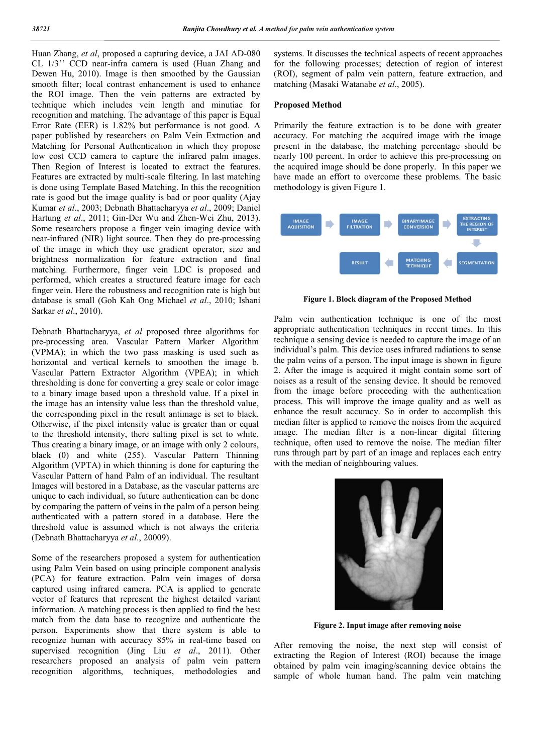Huan Zhang, *et al*, proposed a capturing device, a JAI AD-080 CL 1/3'' CCD near-infra camera is used (Huan Zhang and Dewen Hu, 2010). Image is then smoothed by the Gaussian smooth filter; local contrast enhancement is used to enhance the ROI image. Then the vein patterns are extracted by technique which includes vein length and minutiae for recognition and matching. The advantage of this paper is Equal Error Rate (EER) is 1.82% but performance is not good. A paper published by researchers on Palm Vein Extraction and Matching for Personal Authentication in which they propose low cost CCD camera to capture the infrared palm images. Then Region of Interest is located to extract the features. Features are extracted by multi-scale filtering. In last matching is done using Template Based Matching. In this the recognition rate is good but the image quality is bad or poor quality (Ajay Kumar *et al*., 2003; Debnath Bhattacharyya *et al*., 2009; Daniel Hartung *et al*., 2011; Gin-Der Wu and Zhen-Wei Zhu, 2013). Some researchers propose a finger vein imaging device with near-infrared (NIR) light source. Then they do pre-processing of the image in which they use gradient operator, size and brightness normalization for feature extraction and final matching. Furthermore, finger vein LDC is proposed and performed, which creates a structured feature image for each finger vein. Here the robustness and recognition rate is high but database is small (Goh Kah Ong Michael *et al*., 2010; Ishani Sarkar *et al*., 2010).

Debnath Bhattacharyya, *et al* proposed three algorithms for pre-processing area. Vascular Pattern Marker Algorithm (VPMA); in which the two pass masking is used such as horizontal and vertical kernels to smoothen the image b. Vascular Pattern Extractor Algorithm (VPEA); in which thresholding is done for converting a grey scale or color image to a binary image based upon a threshold value. If a pixel in the image has an intensity value less than the threshold value, the corresponding pixel in the result antimage is set to black. Otherwise, if the pixel intensity value is greater than or equal to the threshold intensity, there sulting pixel is set to white. Thus creating a binary image, or an image with only 2 colours, black (0) and white (255). Vascular Pattern Thinning Algorithm (VPTA) in which thinning is done for capturing the Vascular Pattern of hand Palm of an individual. The resultant Images will bestored in a Database, as the vascular patterns are unique to each individual, so future authentication can be done by comparing the pattern of veins in the palm of a person being authenticated with a pattern stored in a database. Here the threshold value is assumed which is not always the criteria (Debnath Bhattacharyya *et al*., 20009).

Some of the researchers proposed a system for authentication using Palm Vein based on using principle component analysis (PCA) for feature extraction. Palm vein images of dorsa captured using infrared camera. PCA is applied to generate vector of features that represent the highest detailed variant information. A matching process is then applied to find the best match from the data base to recognize and authenticate the person. Experiments show that there system is able to recognize human with accuracy 85% in real-time based on supervised recognition (Jing Liu *et al*., 2011). Other researchers proposed an analysis of palm vein pattern recognition algorithms, techniques, methodologies and systems. It discusses the technical aspects of recent approaches for the following processes; detection of region of interest (ROI), segment of palm vein pattern, feature extraction, and matching (Masaki Watanabe *et al*., 2005).

## Proposed Method

Primarily the feature extraction is to be done with greater accuracy. For matching the acquired image with the image present in the database, the matching percentage should be nearly 100 percent. In order to achieve this pre-processing on the acquired image should be done properly. In this paper we have made an effort to overcome these problems. The basic methodology is given Figure 1.

IMAGE AQUISITION → IMAGE FILTRATION → BINARY IMAGE CONVERSION → EXTRACTING THE REGION OF INTEREST → SEGMENTATION → MATCHING TECHNIQUE → RESULT

**Figure 1. Block diagram of the Proposed Method**

Palm vein authentication technique is one of the most appropriate authentication techniques in recent times. In this technique a sensing device is needed to capture the image of an individual's palm. This device uses infrared radiations to sense the palm veins of a person. The input image is shown in figure 2. After the image is acquired it might contain some sort of noises as a result of the sensing device. It should be removed from the image before proceeding with the authentication process. This will improve the image quality and as well as enhance the result accuracy. So in order to accomplish this median filter is applied to remove the noises from the acquired image. The median filter is a non-linear digital filtering technique, often used to remove the noise. The median filter runs through part by part of an image and replaces each entry with the median of neighbouring values.

**Figure 2. Input image after removing noise**

After removing the noise, the next step will consist of extracting the Region of Interest (ROI) because the image obtained by palm vein imaging/scanning device obtains the sample of whole human hand. The palm vein matching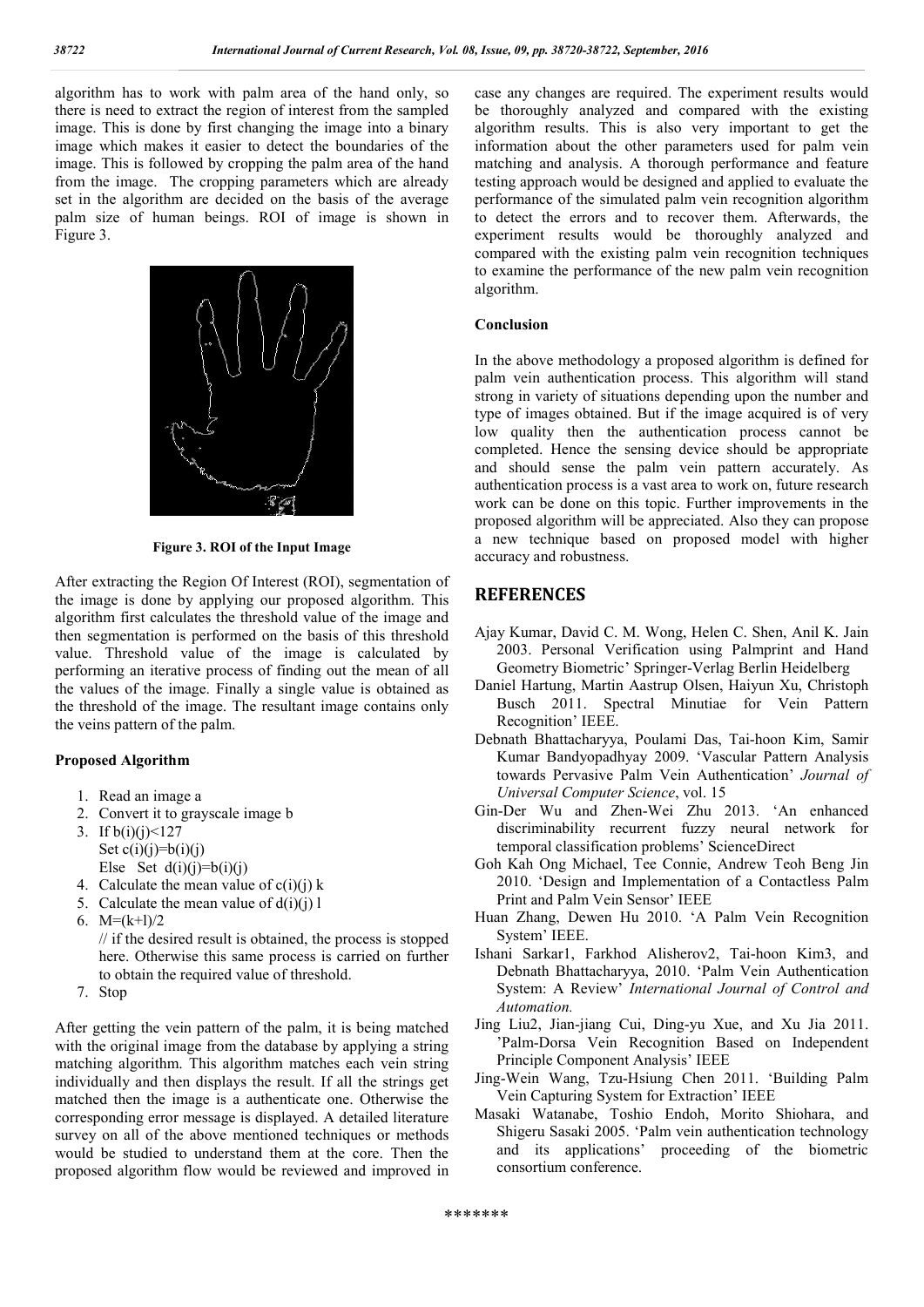algorithm has to work with palm area of the hand only, so there is need to extract the region of interest from the sampled image. This is done by first changing the image into a binary image which makes it easier to detect the boundaries of the image. This is followed by cropping the palm area of the hand from the image. The cropping parameters which are already set in the algorithm are decided on the basis of the average palm size of human beings. ROI of image is shown in Figure 3.

**Figure 3. ROI of the Input Image**

After extracting the Region Of Interest (ROI), segmentation of the image is done by applying our proposed algorithm. This algorithm first calculates the threshold value of the image and then segmentation is performed on the basis of this threshold value. Threshold value of the image is calculated by performing an iterative process of finding out the mean of all the values of the image. Finally a single value is obtained as the threshold of the image. The resultant image contains only the veins pattern of the palm.

**Proposed Algorithm**

1. Read an image a
2. Convert it to grayscale image b
3. If b(i)(j)<127
   Set c(i)(j)=b(i)(j)
   Else Set d(i)(j)=b(i)(j)
4. Calculate the mean value of c(i)(j) k
5. Calculate the mean value of d(i)(j) l
6. M=(k+l)/2
   // if the desired result is obtained, the process is stopped here. Otherwise this same process is carried on further to obtain the required value of threshold.
7. Stop

After getting the vein pattern of the palm, it is being matched with the original image from the database by applying a string matching algorithm. This algorithm matches each vein string individually and then displays the result. If all the strings get matched then the image is a authenticate one. Otherwise the corresponding error message is displayed. A detailed literature survey on all of the above mentioned techniques or methods would be studied to understand them at the core. Then the proposed algorithm flow would be reviewed and improved in case any changes are required. The experiment results would be thoroughly analyzed and compared with the existing algorithm results. This is also very important to get the information about the other parameters used for palm vein matching and analysis. A thorough performance and feature testing approach would be designed and applied to evaluate the performance of the simulated palm vein recognition algorithm to detect the errors and to recover them. Afterwards, the experiment results would be thoroughly analyzed and compared with the existing palm vein recognition techniques to examine the performance of the new palm vein recognition algorithm.

**Conclusion**

In the above methodology a proposed algorithm is defined for palm vein authentication process. This algorithm will stand strong in variety of situations depending upon the number and type of images obtained. But if the image acquired is of very low quality then the authentication process cannot be completed. Hence the sensing device should be appropriate and should sense the palm vein pattern accurately. As authentication process is a vast area to work on, future research work can be done on this topic. Further improvements in the proposed algorithm will be appreciated. Also they can propose a new technique based on proposed model with higher accuracy and robustness.

## REFERENCES

Ajay Kumar, David C. M. Wong, Helen C. Shen, Anil K. Jain 2003. Personal Verification using Palmprint and Hand Geometry Biometric' Springer-Verlag Berlin Heidelberg

Daniel Hartung, Martin Aastrup Olsen, Haiyun Xu, Christoph Busch 2011. Spectral Minutiae for Vein Pattern Recognition' IEEE.

Debnath Bhattacharyya, Poulami Das, Tai-hoon Kim, Samir Kumar Bandyopadhyay 2009. 'Vascular Pattern Analysis towards Pervasive Palm Vein Authentication' *Journal of Universal Computer Science*, vol. 15

Gin-Der Wu and Zhen-Wei Zhu 2013. 'An enhanced discriminability recurrent fuzzy neural network for temporal classification problems' ScienceDirect

Goh Kah Ong Michael, Tee Connie, Andrew Teoh Beng Jin 2010. 'Design and Implementation of a Contactless Palm Print and Palm Vein Sensor' IEEE

Huan Zhang, Dewen Hu 2010. 'A Palm Vein Recognition System' IEEE.

Ishani Sarkar1, Farkhod Alisherov2, Tai-hoon Kim3, and Debnath Bhattacharyya, 2010. 'Palm Vein Authentication System: A Review' *International Journal of Control and Automation.*

Jing Liu2, Jian-jiang Cui, Ding-yu Xue, and Xu Jia 2011. 'Palm-Dorsa Vein Recognition Based on Independent Principle Component Analysis' IEEE

Jing-Wein Wang, Tzu-Hsiung Chen 2011. 'Building Palm Vein Capturing System for Extraction' IEEE

Masaki Watanabe, Toshio Endoh, Morito Shiohara, and Shigeru Sasaki 2005. 'Palm vein authentication technology and its applications' proceeding of the biometric consortium conference.

\*\*\*\*\*\*\*